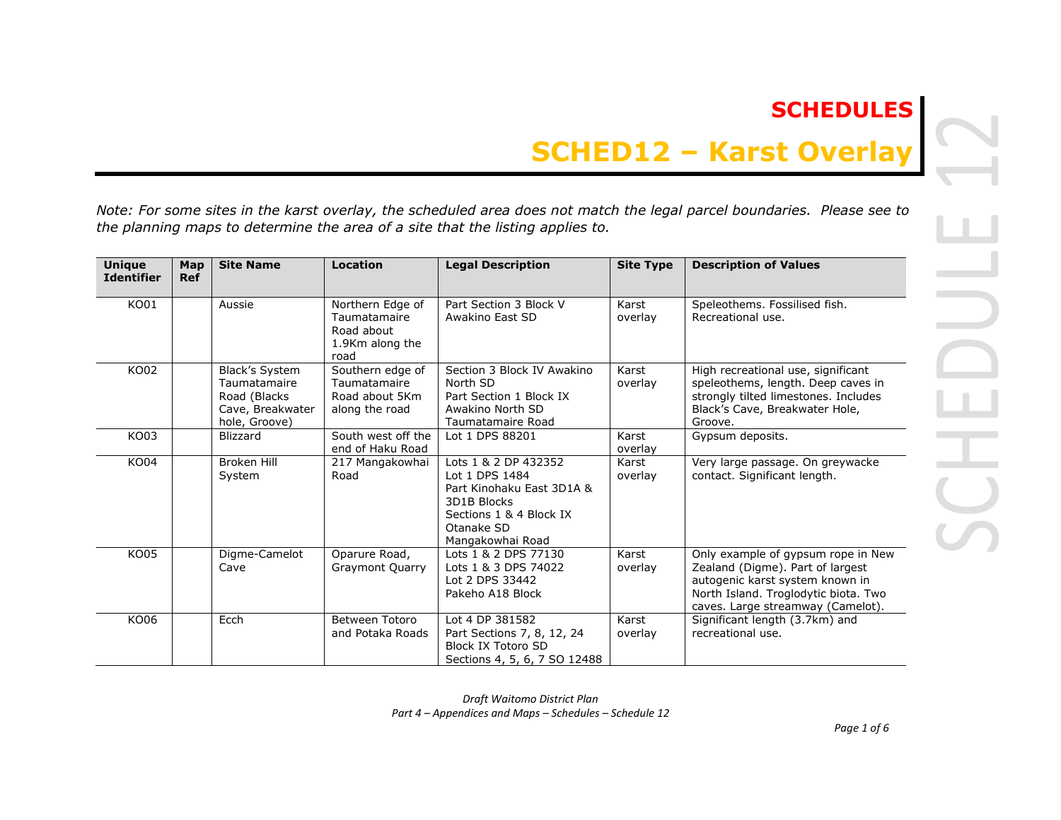# SCHEDULES

## SCHED12 – Karst Overlay

*Note: For some sites in the karst overlay, the scheduled area does not match the legal parcel boundaries. Please see to the planning maps to determine the area of a site that the listing applies to.*

| Unique Identifier | Map Ref | Site Name | Location | Legal Description | Site Type | Description of Values |
|---|---|---|---|---|---|---|
| KO01 | | Aussie | Northern Edge of Taumatamaire Road about 1.9Km along the road | Part Section 3 Block V Awakino East SD | Karst overlay | Speleothems. Fossilised fish. Recreational use. |
| KO02 | | Black's System Taumatamaire Road (Blacks Cave, Breakwater hole, Groove) | Southern edge of Taumatamaire Road about 5Km along the road | Section 3 Block IV Awakino North SD<br>Part Section 1 Block IX Awakino North SD<br>Taumatamaire Road | Karst overlay | High recreational use, significant speleothems, length. Deep caves in strongly tilted limestones. Includes Black's Cave, Breakwater Hole, Groove. |
| KO03 | | Blizzard | South west off the end of Haku Road | Lot 1 DPS 88201 | Karst overlay | Gypsum deposits. |
| KO04 | | Broken Hill System | 217 Mangakowhai Road | Lots 1 & 2 DP 432352<br>Lot 1 DPS 1484<br>Part Kinohaku East 3D1A & 3D1B Blocks<br>Sections 1 & 4 Block IX Otanake SD<br>Mangakowhai Road | Karst overlay | Very large passage. On greywacke contact. Significant length. |
| KO05 | | Digme-Camelot Cave | Oparure Road, Graymont Quarry | Lots 1 & 2 DPS 77130<br>Lots 1 & 3 DPS 74022<br>Lot 2 DPS 33442<br>Pakeho A18 Block | Karst overlay | Only example of gypsum rope in New Zealand (Digme). Part of largest autogenic karst system known in North Island. Troglodytic biota. Two caves. Large streamway (Camelot). |
| KO06 | | Ecch | Between Totoro and Potaka Roads | Lot 4 DP 381582<br>Part Sections 7, 8, 12, 24 Block IX Totoro SD<br>Sections 4, 5, 6, 7 SO 12488 | Karst overlay | Significant length (3.7km) and recreational use. |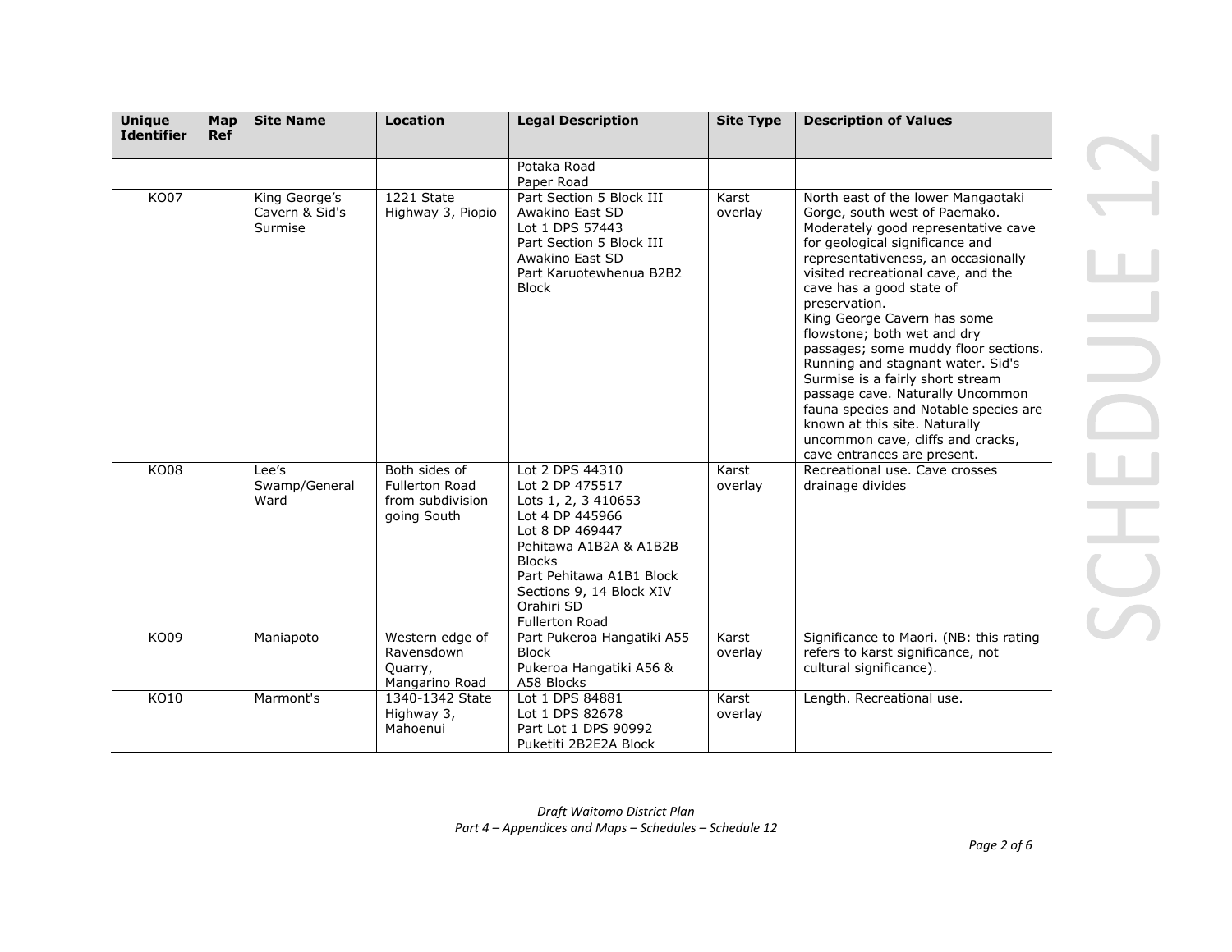| Unique Identifier | Map Ref | Site Name | Location | Legal Description | Site Type | Description of Values |
|---|---|---|---|---|---|---|
| | | | | Potaka Road<br>Paper Road | | |
| KO07 | | King George's Cavern & Sid's Surmise | 1221 State Highway 3, Piopio | Part Section 5 Block III Awakino East SD<br>Lot 1 DPS 57443<br>Part Section 5 Block III Awakino East SD<br>Part Karuotewhenua B2B2 Block | Karst overlay | North east of the lower Mangaotaki Gorge, south west of Paemako. Moderately good representative cave for geological significance and representativeness, an occasionally visited recreational cave, and the cave has a good state of preservation.<br>King George Cavern has some flowstone; both wet and dry passages; some muddy floor sections. Running and stagnant water. Sid's Surmise is a fairly short stream passage cave. Naturally Uncommon fauna species and Notable species are known at this site. Naturally uncommon cave, cliffs and cracks, cave entrances are present. |
| KO08 | | Lee's Swamp/General Ward | Both sides of Fullerton Road from subdivision going South | Lot 2 DPS 44310<br>Lot 2 DP 475517<br>Lots 1, 2, 3 410653<br>Lot 4 DP 445966<br>Lot 8 DP 469447<br>Pehitawa A1B2A & A1B2B Blocks<br>Part Pehitawa A1B1 Block<br>Sections 9, 14 Block XIV Orahiri SD<br>Fullerton Road | Karst overlay | Recreational use. Cave crosses drainage divides |
| KO09 | | Maniapoto | Western edge of Ravensdown Quarry, Mangarino Road | Part Pukeroa Hangatiki A55 Block<br>Pukeroa Hangatiki A56 & A58 Blocks | Karst overlay | Significance to Maori. (NB: this rating refers to karst significance, not cultural significance). |
| KO10 | | Marmont's | 1340-1342 State Highway 3, Mahoenui | Lot 1 DPS 84881<br>Lot 1 DPS 82678<br>Part Lot 1 DPS 90992<br>Puketiti 2B2E2A Block | Karst overlay | Length. Recreational use. |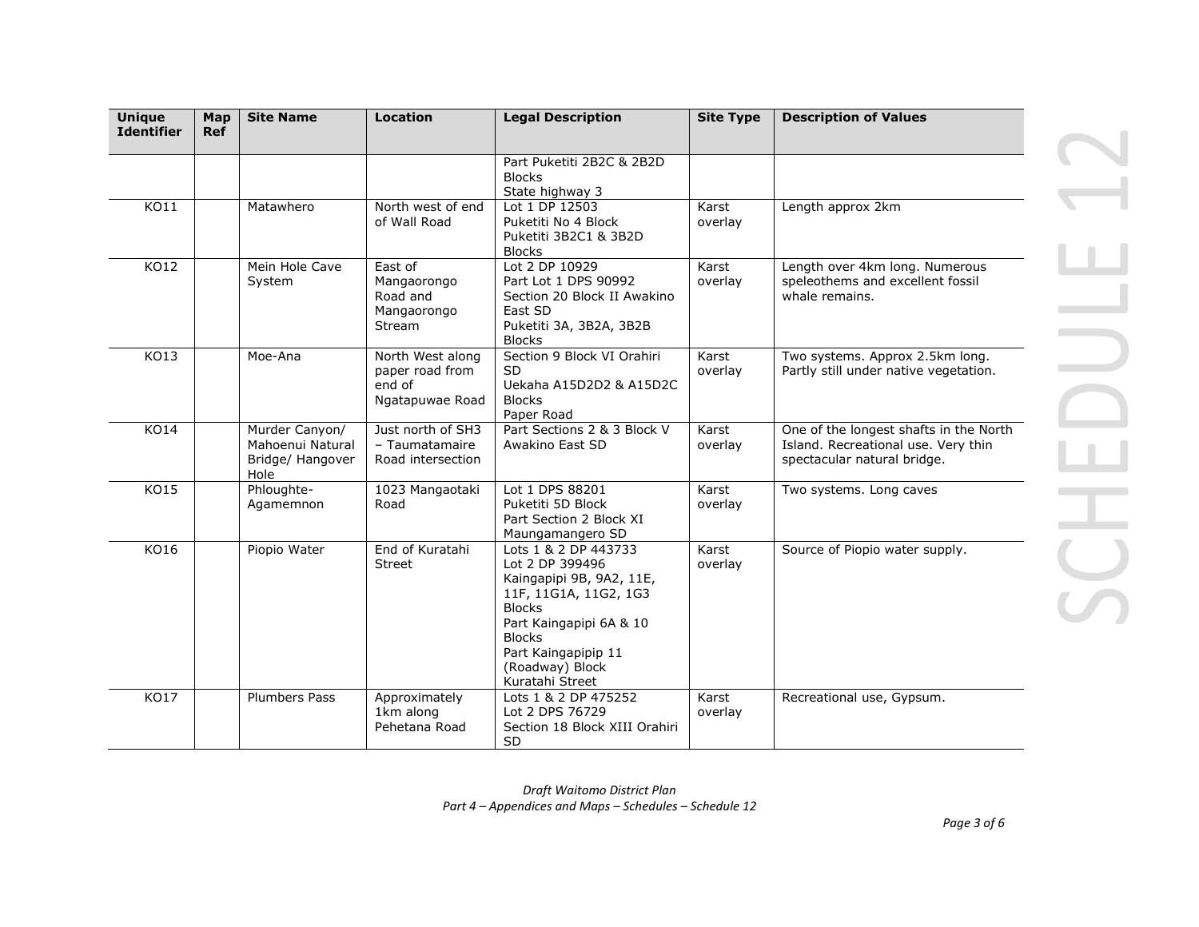| Unique Identifier | Map Ref | Site Name | Location | Legal Description | Site Type | Description of Values |
|---|---|---|---|---|---|---|
| | | | | Part Puketiti 2B2C & 2B2D Blocks<br>State highway 3 | | |
| KO11 | | Matawhero | North west of end of Wall Road | Lot 1 DP 12503<br>Puketiti No 4 Block<br>Puketiti 3B2C1 & 3B2D Blocks | Karst overlay | Length approx 2km |
| KO12 | | Mein Hole Cave System | East of Mangaorongo Road and Mangaorongo Stream | Lot 2 DP 10929<br>Part Lot 1 DPS 90992<br>Section 20 Block II Awakino East SD<br>Puketiti 3A, 3B2A, 3B2B Blocks | Karst overlay | Length over 4km long. Numerous speleothems and excellent fossil whale remains. |
| KO13 | | Moe-Ana | North West along paper road from end of Ngatapuwae Road | Section 9 Block VI Orahiri SD<br>Uekaha A15D2D2 & A15D2C Blocks<br>Paper Road | Karst overlay | Two systems. Approx 2.5km long. Partly still under native vegetation. |
| KO14 | | Murder Canyon/ Mahoenui Natural Bridge/ Hangover Hole | Just north of SH3 – Taumatamaire Road intersection | Part Sections 2 & 3 Block V Awakino East SD | Karst overlay | One of the longest shafts in the North Island. Recreational use. Very thin spectacular natural bridge. |
| KO15 | | Phloughte-Agamemnon | 1023 Mangaotaki Road | Lot 1 DPS 88201<br>Puketiti 5D Block<br>Part Section 2 Block XI Maungamangero SD | Karst overlay | Two systems. Long caves |
| KO16 | | Piopio Water | End of Kuratahi Street | Lots 1 & 2 DP 443733<br>Lot 2 DP 399496<br>Kaingapipi 9B, 9A2, 11E, 11F, 11G1A, 11G2, 1G3 Blocks<br>Part Kaingapipi 6A & 10 Blocks<br>Part Kaingapipip 11 (Roadway) Block<br>Kuratahi Street | Karst overlay | Source of Piopio water supply. |
| KO17 | | Plumbers Pass | Approximately 1km along Pehetana Road | Lots 1 & 2 DP 475252<br>Lot 2 DPS 76729<br>Section 18 Block XIII Orahiri SD | Karst overlay | Recreational use, Gypsum. |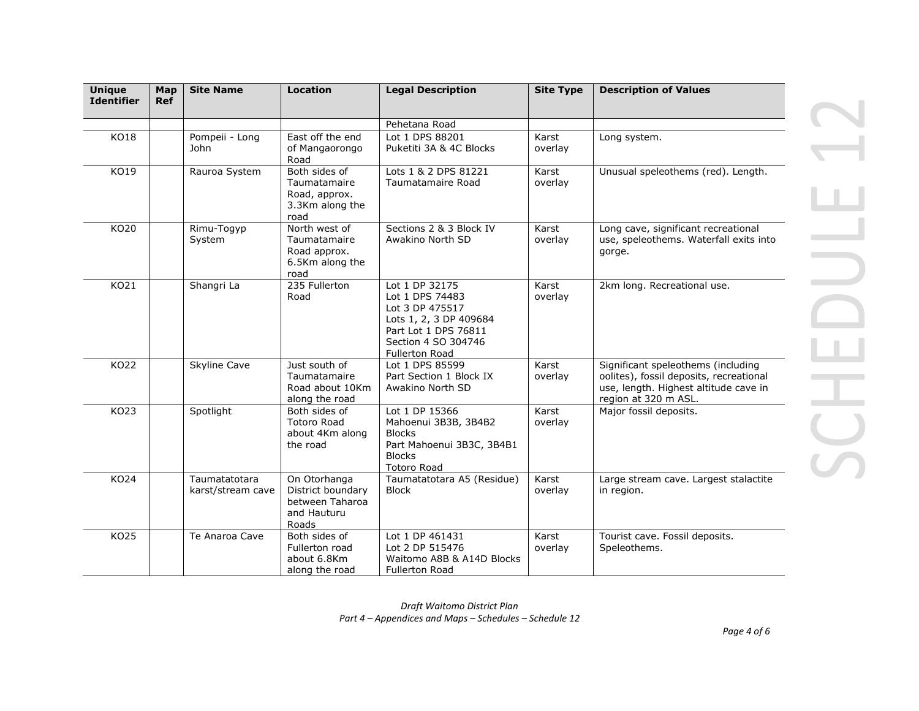| Unique Identifier | Map Ref | Site Name | Location | Legal Description | Site Type | Description of Values |
|---|---|---|---|---|---|---|
| | | | | Pehetana Road | | |
| KO18 | | Pompeii - Long John | East off the end of Mangaorongo Road | Lot 1 DPS 88201<br>Puketiti 3A & 4C Blocks | Karst overlay | Long system. |
| KO19 | | Rauroa System | Both sides of Taumatamaire Road, approx. 3.3Km along the road | Lots 1 & 2 DPS 81221<br>Taumatamaire Road | Karst overlay | Unusual speleothems (red). Length. |
| KO20 | | Rimu-Togyp System | North west of Taumatamaire Road approx. 6.5Km along the road | Sections 2 & 3 Block IV Awakino North SD | Karst overlay | Long cave, significant recreational use, speleothems. Waterfall exits into gorge. |
| KO21 | | Shangri La | 235 Fullerton Road | Lot 1 DP 32175<br>Lot 1 DPS 74483<br>Lot 3 DP 475517<br>Lots 1, 2, 3 DP 409684<br>Part Lot 1 DPS 76811<br>Section 4 SO 304746<br>Fullerton Road | Karst overlay | 2km long. Recreational use. |
| KO22 | | Skyline Cave | Just south of Taumatamaire Road about 10Km along the road | Lot 1 DPS 85599<br>Part Section 1 Block IX Awakino North SD | Karst overlay | Significant speleothems (including oolites), fossil deposits, recreational use, length. Highest altitude cave in region at 320 m ASL. |
| KO23 | | Spotlight | Both sides of Totoro Road about 4Km along the road | Lot 1 DP 15366<br>Mahoenui 3B3B, 3B4B2 Blocks<br>Part Mahoenui 3B3C, 3B4B1 Blocks<br>Totoro Road | Karst overlay | Major fossil deposits. |
| KO24 | | Taumatatotara karst/stream cave | On Otorhanga District boundary between Taharoa and Hauturu Roads | Taumatatotara A5 (Residue) Block | Karst overlay | Large stream cave. Largest stalactite in region. |
| KO25 | | Te Anaroa Cave | Both sides of Fullerton road about 6.8Km along the road | Lot 1 DP 461431<br>Lot 2 DP 515476<br>Waitomo A8B & A14D Blocks<br>Fullerton Road | Karst overlay | Tourist cave. Fossil deposits. Speleothems. |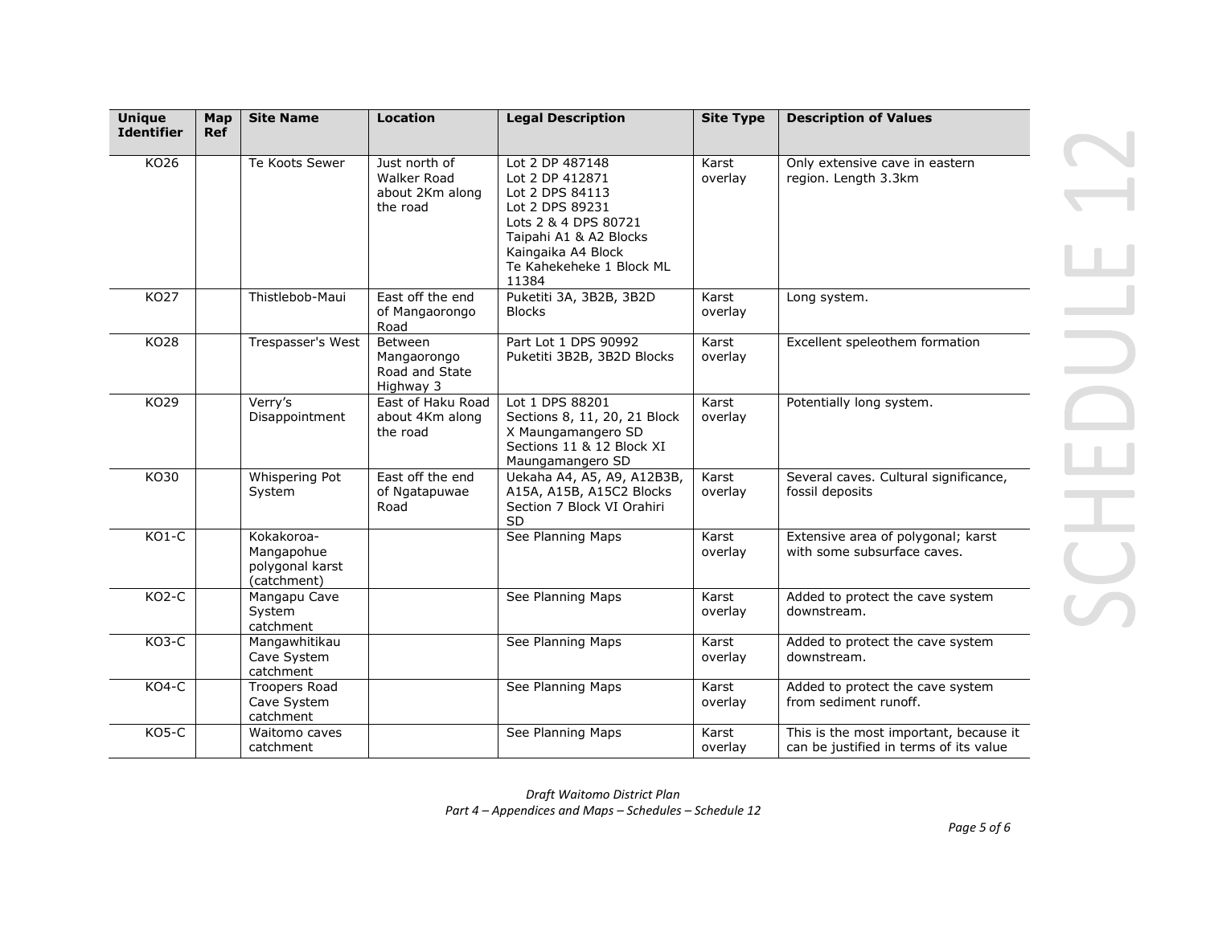| Unique Identifier | Map Ref | Site Name | Location | Legal Description | Site Type | Description of Values |
|---|---|---|---|---|---|---|
| KO26 | | Te Koots Sewer | Just north of Walker Road about 2Km along the road | Lot 2 DP 487148<br>Lot 2 DP 412871<br>Lot 2 DPS 84113<br>Lot 2 DPS 89231<br>Lots 2 & 4 DPS 80721<br>Taipahi A1 & A2 Blocks<br>Kaingaika A4 Block<br>Te Kahekeheke 1 Block ML 11384 | Karst overlay | Only extensive cave in eastern region. Length 3.3km |
| KO27 | | Thistlebob-Maui | East off the end of Mangaorongo Road | Puketiti 3A, 3B2B, 3B2D Blocks | Karst overlay | Long system. |
| KO28 | | Trespasser's West | Between Mangaorongo Road and State Highway 3 | Part Lot 1 DPS 90992<br>Puketiti 3B2B, 3B2D Blocks | Karst overlay | Excellent speleothem formation |
| KO29 | | Verry's Disappointment | East of Haku Road about 4Km along the road | Lot 1 DPS 88201<br>Sections 8, 11, 20, 21 Block X Maungamangero SD<br>Sections 11 & 12 Block XI Maungamangero SD | Karst overlay | Potentially long system. |
| KO30 | | Whispering Pot System | East off the end of Ngatapuwae Road | Uekaha A4, A5, A9, A12B3B, A15A, A15B, A15C2 Blocks<br>Section 7 Block VI Orahiri SD | Karst overlay | Several caves. Cultural significance, fossil deposits |
| KO1-C | | Kokakoroa-Mangapohue polygonal karst (catchment) | | See Planning Maps | Karst overlay | Extensive area of polygonal; karst with some subsurface caves. |
| KO2-C | | Mangapu Cave System catchment | | See Planning Maps | Karst overlay | Added to protect the cave system downstream. |
| KO3-C | | Mangawhitikau Cave System catchment | | See Planning Maps | Karst overlay | Added to protect the cave system downstream. |
| KO4-C | | Troopers Road Cave System catchment | | See Planning Maps | Karst overlay | Added to protect the cave system from sediment runoff. |
| KO5-C | | Waitomo caves catchment | | See Planning Maps | Karst overlay | This is the most important, because it can be justified in terms of its value |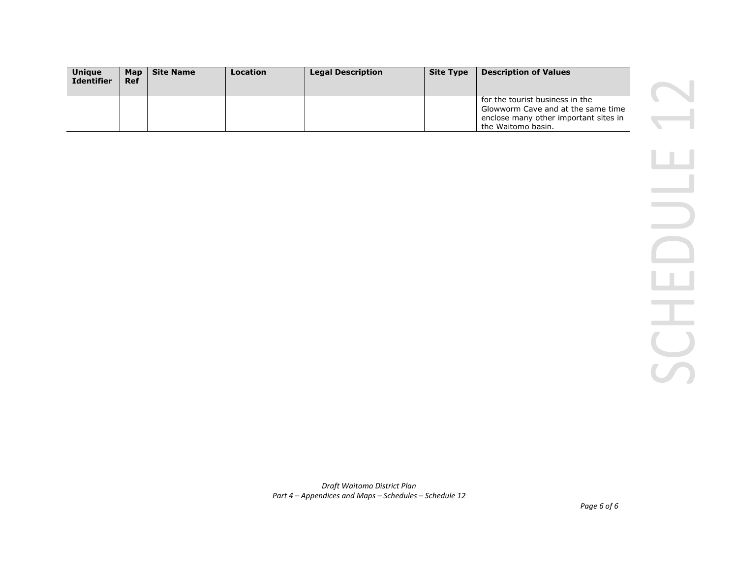| Unique Identifier | Map Ref | Site Name | Location | Legal Description | Site Type | Description of Values |
|---|---|---|---|---|---|---|
| | | | | | | for the tourist business in the Glowworm Cave and at the same time enclose many other important sites in the Waitomo basin. |